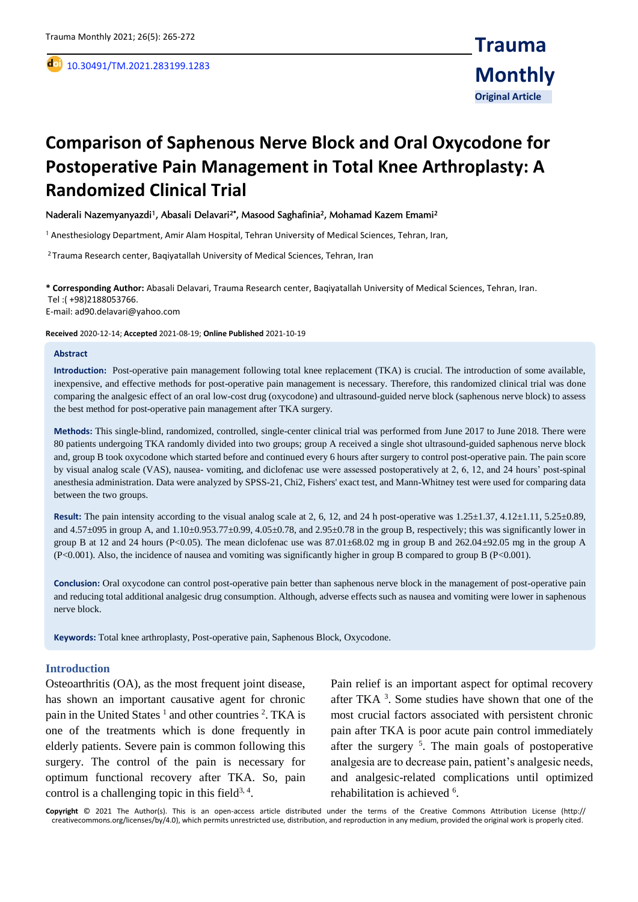Original Article

DOI: 10.30491/TM.2021.283199.1283

# Comparison of Saphenous Nerve Block and Oral Oxycodone for Postoperative Pain Management in Total Knee Arthroplasty: A Randomized Clinical Trial

Naderali Nazemyanyazdi[1], Abasali Delavari[2*], Masood Saghafinia[2], Mohamad Kazem Emami[2]

[1] Anesthesiology Department, Amir Alam Hospital, Tehran University of Medical Sciences, Tehran, Iran,

[2] Trauma Research center, Baqiyatallah University of Medical Sciences, Tehran, Iran

**\* Corresponding Author:** Abasali Delavari, Trauma Research center, Baqiyatallah University of Medical Sciences, Tehran, Iran.
Tel :( +98)2188053766.
E-mail: ad90.delavari@yahoo.com

**Received** 2020-12-14; **Accepted** 2021-08-19; **Online Published** 2021-10-19

## Abstract

**Introduction:** Post-operative pain management following total knee replacement (TKA) is crucial. The introduction of some available, inexpensive, and effective methods for post-operative pain management is necessary. Therefore, this randomized clinical trial was done comparing the analgesic effect of an oral low-cost drug (oxycodone) and ultrasound-guided nerve block (saphenous nerve block) to assess the best method for post-operative pain management after TKA surgery.

**Methods:** This single-blind, randomized, controlled, single-center clinical trial was performed from June 2017 to June 2018. There were 80 patients undergoing TKA randomly divided into two groups; group A received a single shot ultrasound-guided saphenous nerve block and, group B took oxycodone which started before and continued every 6 hours after surgery to control post-operative pain. The pain score by visual analog scale (VAS), nausea- vomiting, and diclofenac use were assessed postoperatively at 2, 6, 12, and 24 hours' post-spinal anesthesia administration. Data were analyzed by SPSS-21, Chi2, Fishers' exact test, and Mann-Whitney test were used for comparing data between the two groups.

**Result:** The pain intensity according to the visual analog scale at 2, 6, 12, and 24 h post-operative was 1.25±1.37, 4.12±1.11, 5.25±0.89, and 4.57±095 in group A, and 1.10±0.953.77±0.99, 4.05±0.78, and 2.95±0.78 in the group B, respectively; this was significantly lower in group B at 12 and 24 hours ($P<0.05$). The mean diclofenac use was 87.01±68.02 mg in group B and 262.04±92.05 mg in the group A ($P<0.001$). Also, the incidence of nausea and vomiting was significantly higher in group B compared to group B ($P<0.001$).

**Conclusion:** Oral oxycodone can control post-operative pain better than saphenous nerve block in the management of post-operative pain and reducing total additional analgesic drug consumption. Although, adverse effects such as nausea and vomiting were lower in saphenous nerve block.

**Keywords:** Total knee arthroplasty, Post-operative pain, Saphenous Block, Oxycodone.

## Introduction

Osteoarthritis (OA), as the most frequent joint disease, has shown an important causative agent for chronic pain in the United States [1] and other countries [2]. TKA is one of the treatments which is done frequently in elderly patients. Severe pain is common following this surgery. The control of the pain is necessary for optimum functional recovery after TKA. So, pain control is a challenging topic in this field[3, 4].

Pain relief is an important aspect for optimal recovery after TKA [3]. Some studies have shown that one of the most crucial factors associated with persistent chronic pain after TKA is poor acute pain control immediately after the surgery [5]. The main goals of postoperative analgesia are to decrease pain, patient's analgesic needs, and analgesic-related complications until optimized rehabilitation is achieved [6].

**Copyright** © 2021 The Author(s). This is an open-access article distributed under the terms of the Creative Commons Attribution License (http:// creativecommons.org/licenses/by/4.0), which permits unrestricted use, distribution, and reproduction in any medium, provided the original work is properly cited.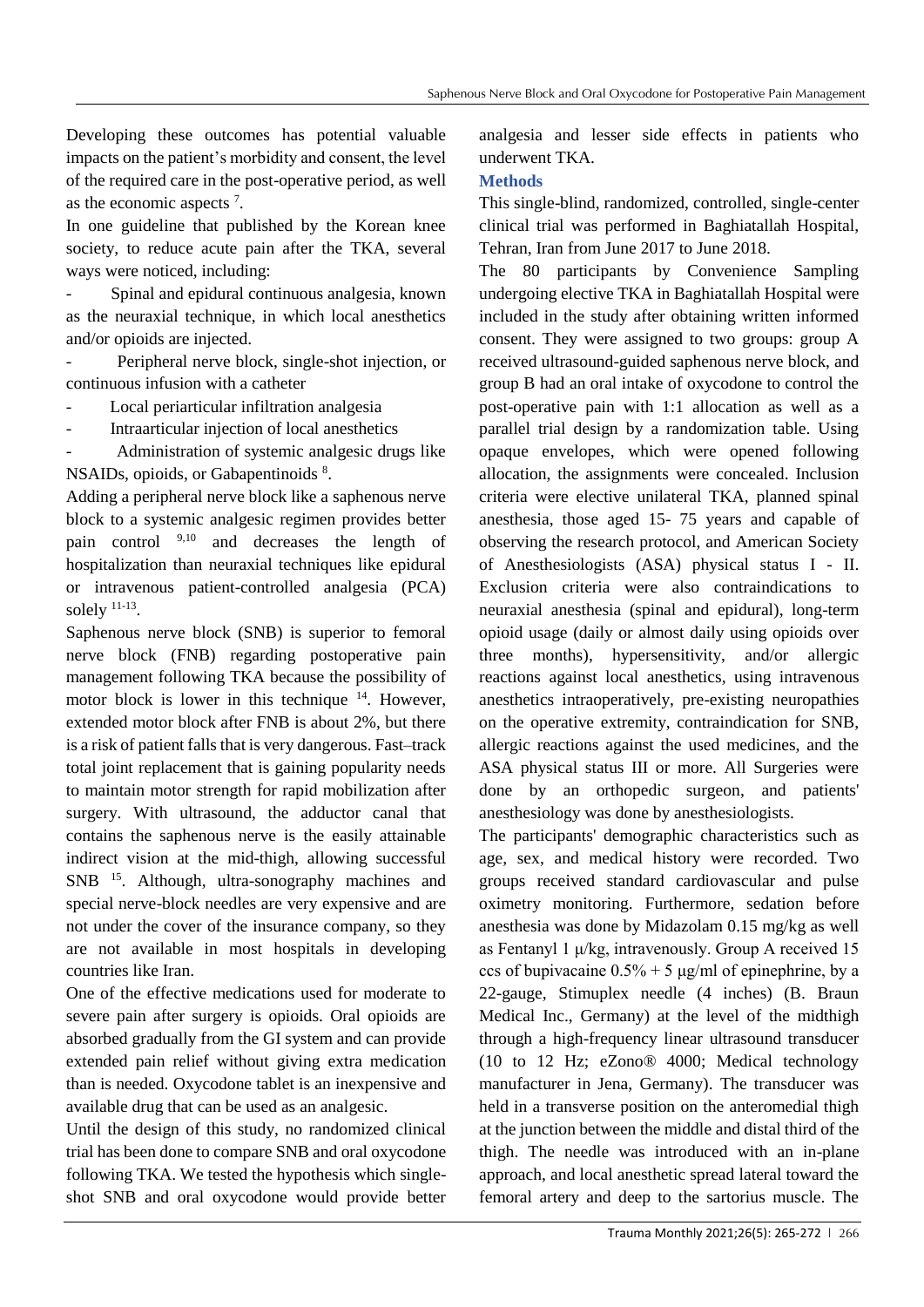Developing these outcomes has potential valuable impacts on the patient's morbidity and consent, the level of the required care in the post-operative period, as well as the economic aspects [7].

In one guideline that published by the Korean knee society, to reduce acute pain after the TKA, several ways were noticed, including:

- Spinal and epidural continuous analgesia, known as the neuraxial technique, in which local anesthetics and/or opioids are injected.
- Peripheral nerve block, single-shot injection, or continuous infusion with a catheter
- Local periarticular infiltration analgesia
- Intraarticular injection of local anesthetics
- Administration of systemic analgesic drugs like NSAIDs, opioids, or Gabapentinoids [8].

Adding a peripheral nerve block like a saphenous nerve block to a systemic analgesic regimen provides better pain control [9,10] and decreases the length of hospitalization than neuraxial techniques like epidural or intravenous patient-controlled analgesia (PCA) solely [11-13].

Saphenous nerve block (SNB) is superior to femoral nerve block (FNB) regarding postoperative pain management following TKA because the possibility of motor block is lower in this technique [14]. However, extended motor block after FNB is about 2%, but there is a risk of patient falls that is very dangerous. Fast–track total joint replacement that is gaining popularity needs to maintain motor strength for rapid mobilization after surgery. With ultrasound, the adductor canal that contains the saphenous nerve is the easily attainable indirect vision at the mid-thigh, allowing successful SNB [15]. Although, ultra-sonography machines and special nerve-block needles are very expensive and are not under the cover of the insurance company, so they are not available in most hospitals in developing countries like Iran.

One of the effective medications used for moderate to severe pain after surgery is opioids. Oral opioids are absorbed gradually from the GI system and can provide extended pain relief without giving extra medication than is needed. Oxycodone tablet is an inexpensive and available drug that can be used as an analgesic.

Until the design of this study, no randomized clinical trial has been done to compare SNB and oral oxycodone following TKA. We tested the hypothesis which single-shot SNB and oral oxycodone would provide better analgesia and lesser side effects in patients who underwent TKA.

## Methods

This single-blind, randomized, controlled, single-center clinical trial was performed in Baghiatallah Hospital, Tehran, Iran from June 2017 to June 2018.

The 80 participants by Convenience Sampling undergoing elective TKA in Baghiatallah Hospital were included in the study after obtaining written informed consent. They were assigned to two groups: group A received ultrasound-guided saphenous nerve block, and group B had an oral intake of oxycodone to control the post-operative pain with 1:1 allocation as well as a parallel trial design by a randomization table. Using opaque envelopes, which were opened following allocation, the assignments were concealed. Inclusion criteria were elective unilateral TKA, planned spinal anesthesia, those aged 15- 75 years and capable of observing the research protocol, and American Society of Anesthesiologists (ASA) physical status I - II. Exclusion criteria were also contraindications to neuraxial anesthesia (spinal and epidural), long-term opioid usage (daily or almost daily using opioids over three months), hypersensitivity, and/or allergic reactions against local anesthetics, using intravenous anesthetics intraoperatively, pre-existing neuropathies on the operative extremity, contraindication for SNB, allergic reactions against the used medicines, and the ASA physical status III or more. All Surgeries were done by an orthopedic surgeon, and patients' anesthesiology was done by anesthesiologists.

The participants' demographic characteristics such as age, sex, and medical history were recorded. Two groups received standard cardiovascular and pulse oximetry monitoring. Furthermore, sedation before anesthesia was done by Midazolam 0.15 mg/kg as well as Fentanyl 1 µ/kg, intravenously. Group A received 15 ccs of bupivacaine 0.5% + 5 µg/ml of epinephrine, by a 22-gauge, Stimuplex needle (4 inches) (B. Braun Medical Inc., Germany) at the level of the midthigh through a high-frequency linear ultrasound transducer (10 to 12 Hz; eZono® 4000; Medical technology manufacturer in Jena, Germany). The transducer was held in a transverse position on the anteromedial thigh at the junction between the middle and distal third of the thigh. The needle was introduced with an in-plane approach, and local anesthetic spread lateral toward the femoral artery and deep to the sartorius muscle. The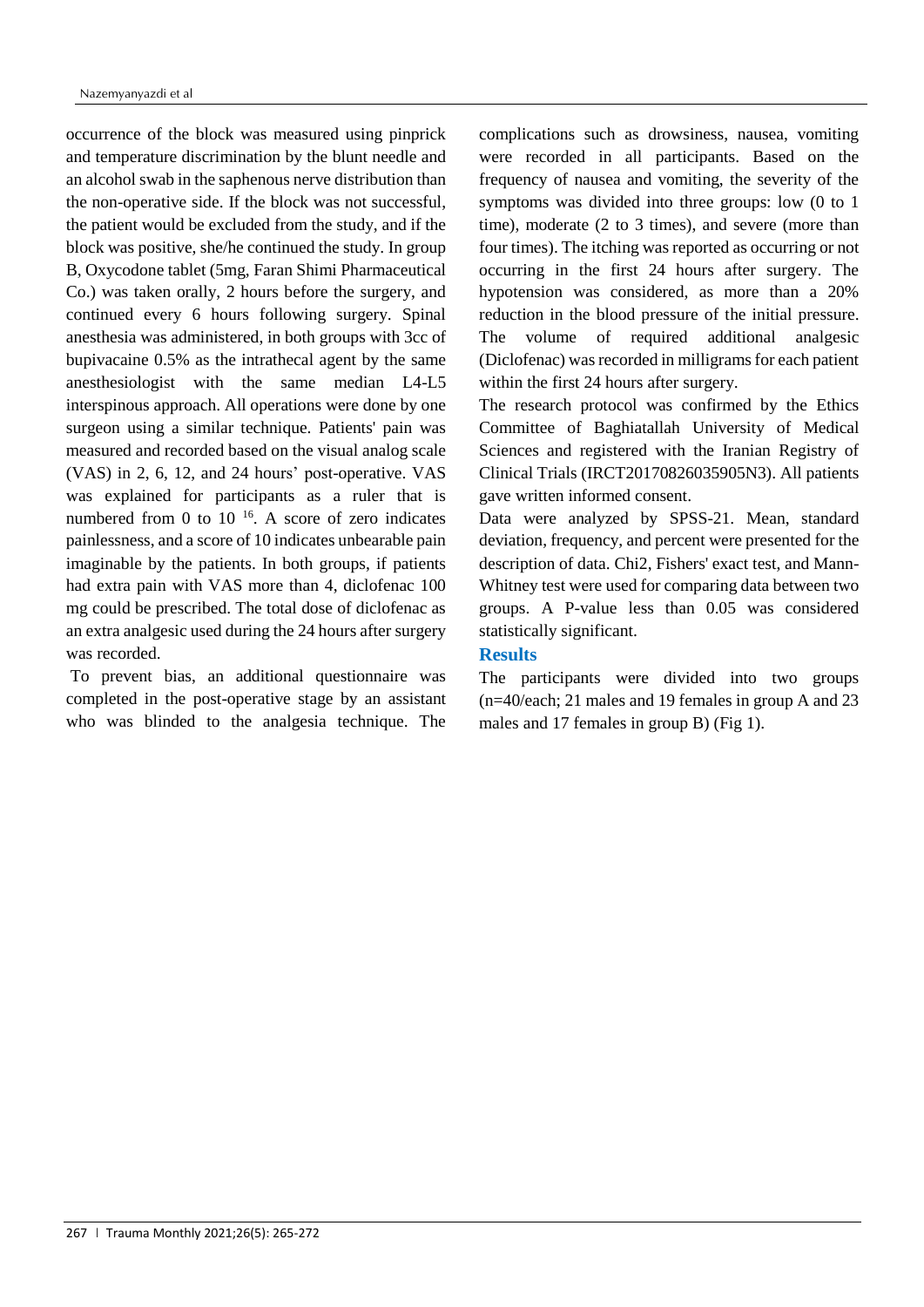occurrence of the block was measured using pinprick and temperature discrimination by the blunt needle and an alcohol swab in the saphenous nerve distribution than the non-operative side. If the block was not successful, the patient would be excluded from the study, and if the block was positive, she/he continued the study. In group B, Oxycodone tablet (5mg, Faran Shimi Pharmaceutical Co.) was taken orally, 2 hours before the surgery, and continued every 6 hours following surgery. Spinal anesthesia was administered, in both groups with 3cc of bupivacaine 0.5% as the intrathecal agent by the same anesthesiologist with the same median L4-L5 interspinous approach. All operations were done by one surgeon using a similar technique. Patients' pain was measured and recorded based on the visual analog scale (VAS) in 2, 6, 12, and 24 hours' post-operative. VAS was explained for participants as a ruler that is numbered from 0 to 10 [16]. A score of zero indicates painlessness, and a score of 10 indicates unbearable pain imaginable by the patients. In both groups, if patients had extra pain with VAS more than 4, diclofenac 100 mg could be prescribed. The total dose of diclofenac as an extra analgesic used during the 24 hours after surgery was recorded.

To prevent bias, an additional questionnaire was completed in the post-operative stage by an assistant who was blinded to the analgesia technique. The complications such as drowsiness, nausea, vomiting were recorded in all participants. Based on the frequency of nausea and vomiting, the severity of the symptoms was divided into three groups: low (0 to 1 time), moderate (2 to 3 times), and severe (more than four times). The itching was reported as occurring or not occurring in the first 24 hours after surgery. The hypotension was considered, as more than a 20% reduction in the blood pressure of the initial pressure. The volume of required additional analgesic (Diclofenac) was recorded in milligrams for each patient within the first 24 hours after surgery.

The research protocol was confirmed by the Ethics Committee of Baghiatallah University of Medical Sciences and registered with the Iranian Registry of Clinical Trials (IRCT20170826035905N3). All patients gave written informed consent.

Data were analyzed by SPSS-21. Mean, standard deviation, frequency, and percent were presented for the description of data. Chi2, Fishers' exact test, and Mann-Whitney test were used for comparing data between two groups. A P-value less than 0.05 was considered statistically significant.

## Results

The participants were divided into two groups (n=40/each; 21 males and 19 females in group A and 23 males and 17 females in group B) (Fig 1).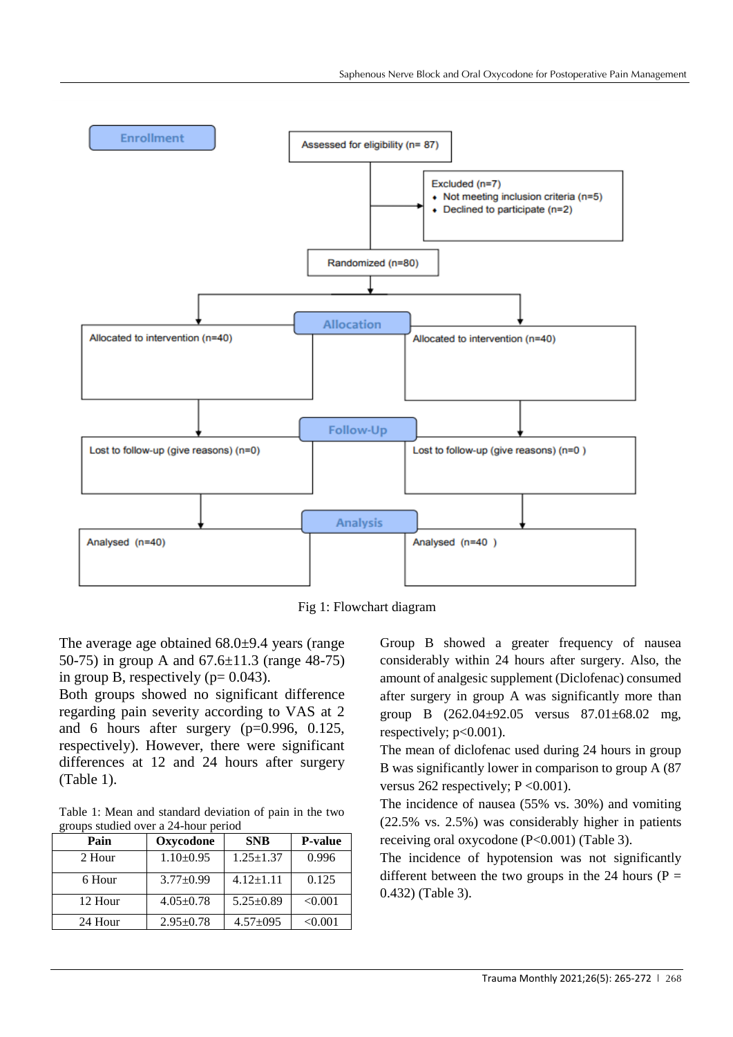Enrollment

Assessed for eligibility (n= 87)

Excluded (n=7)
- Not meeting inclusion criteria (n=5)
- Declined to participate (n=2)

Randomized (n=80)

Allocation

Allocated to intervention (n=40)

Allocated to intervention (n=40)

Follow-Up

Lost to follow-up (give reasons) (n=0)

Lost to follow-up (give reasons) (n=0 )

Analysis

Analysed (n=40)

Analysed (n=40 )

Fig 1: Flowchart diagram

The average age obtained 68.0±9.4 years (range 50-75) in group A and 67.6±11.3 (range 48-75) in group B, respectively (p= 0.043).

Both groups showed no significant difference regarding pain severity according to VAS at 2 and 6 hours after surgery (p=0.996, 0.125, respectively). However, there were significant differences at 12 and 24 hours after surgery (Table 1).

Table 1: Mean and standard deviation of pain in the two groups studied over a 24-hour period

| Pain | Oxycodone | SNB | P-value |
|---|---|---|---|
| 2 Hour | 1.10±0.95 | 1.25±1.37 | 0.996 |
| 6 Hour | 3.77±0.99 | 4.12±1.11 | 0.125 |
| 12 Hour | 4.05±0.78 | 5.25±0.89 | <0.001 |
| 24 Hour | 2.95±0.78 | 4.57±095 | <0.001 |

Group B showed a greater frequency of nausea considerably within 24 hours after surgery. Also, the amount of analgesic supplement (Diclofenac) consumed after surgery in group A was significantly more than group B (262.04±92.05 versus 87.01±68.02 mg, respectively; p<0.001).

The mean of diclofenac used during 24 hours in group B was significantly lower in comparison to group A (87 versus 262 respectively; P <0.001).

The incidence of nausea (55% vs. 30%) and vomiting (22.5% vs. 2.5%) was considerably higher in patients receiving oral oxycodone (P<0.001) (Table 3).

The incidence of hypotension was not significantly different between the two groups in the 24 hours (P = 0.432) (Table 3).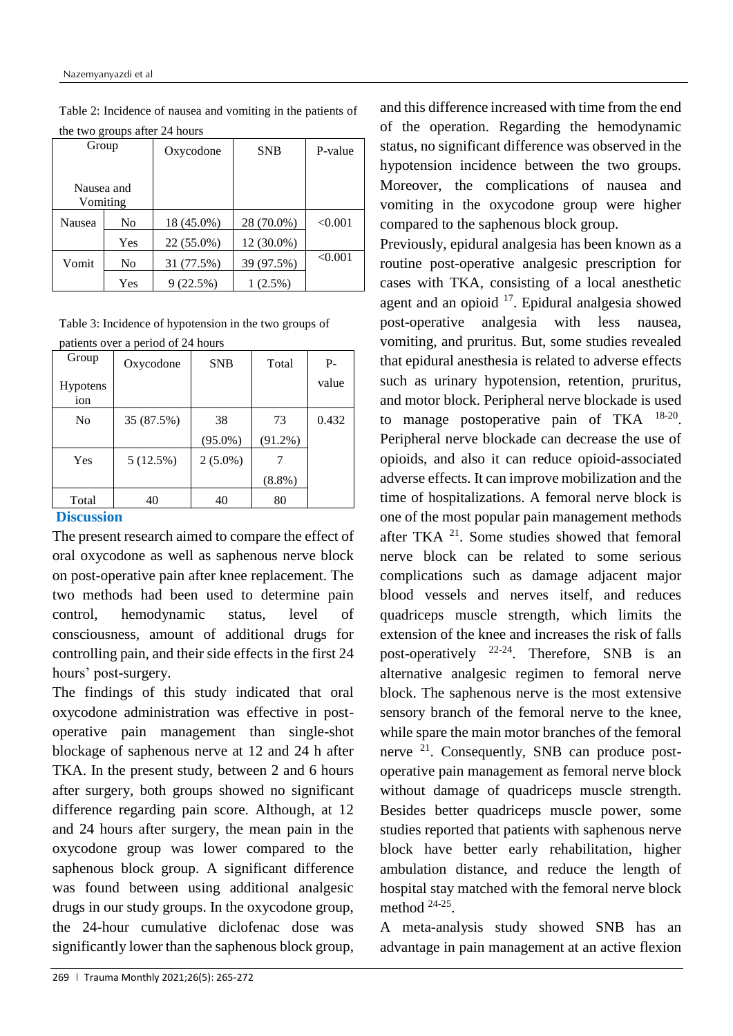Table 2: Incidence of nausea and vomiting in the patients of the two groups after 24 hours

| Group / Nausea and Vomiting | | Oxycodone | SNB | P-value |
|---|---|---|---|---|
| Nausea | No | 18 (45.0%) | 28 (70.0%) | <0.001 |
| | Yes | 22 (55.0%) | 12 (30.0%) | |
| Vomit | No | 31 (77.5%) | 39 (97.5%) | <0.001 |
| | Yes | 9 (22.5%) | 1 (2.5%) | |

Table 3: Incidence of hypotension in the two groups of patients over a period of 24 hours

| Group / Hypotension | Oxycodone | SNB | Total | P-value |
|---|---|---|---|---|
| No | 35 (87.5%) | 38 (95.0%) | 73 (91.2%) | 0.432 |
| Yes | 5 (12.5%) | 2 (5.0%) | 7 (8.8%) | |
| Total | 40 | 40 | 80 | |

## Discussion

The present research aimed to compare the effect of oral oxycodone as well as saphenous nerve block on post-operative pain after knee replacement. The two methods had been used to determine pain control, hemodynamic status, level of consciousness, amount of additional drugs for controlling pain, and their side effects in the first 24 hours' post-surgery.

The findings of this study indicated that oral oxycodone administration was effective in post-operative pain management than single-shot blockage of saphenous nerve at 12 and 24 h after TKA. In the present study, between 2 and 6 hours after surgery, both groups showed no significant difference regarding pain score. Although, at 12 and 24 hours after surgery, the mean pain in the oxycodone group was lower compared to the saphenous block group. A significant difference was found between using additional analgesic drugs in our study groups. In the oxycodone group, the 24-hour cumulative diclofenac dose was significantly lower than the saphenous block group, and this difference increased with time from the end of the operation. Regarding the hemodynamic status, no significant difference was observed in the hypotension incidence between the two groups. Moreover, the complications of nausea and vomiting in the oxycodone group were higher compared to the saphenous block group.

Previously, epidural analgesia has been known as a routine post-operative analgesic prescription for cases with TKA, consisting of a local anesthetic agent and an opioid [17]. Epidural analgesia showed post-operative analgesia with less nausea, vomiting, and pruritus. But, some studies revealed that epidural anesthesia is related to adverse effects such as urinary hypotension, retention, pruritus, and motor block. Peripheral nerve blockade is used to manage postoperative pain of TKA [18-20]. Peripheral nerve blockade can decrease the use of opioids, and also it can reduce opioid-associated adverse effects. It can improve mobilization and the time of hospitalizations. A femoral nerve block is one of the most popular pain management methods after TKA [21]. Some studies showed that femoral nerve block can be related to some serious complications such as damage adjacent major blood vessels and nerves itself, and reduces quadriceps muscle strength, which limits the extension of the knee and increases the risk of falls post-operatively [22-24]. Therefore, SNB is an alternative analgesic regimen to femoral nerve block. The saphenous nerve is the most extensive sensory branch of the femoral nerve to the knee, while spare the main motor branches of the femoral nerve [21]. Consequently, SNB can produce post-operative pain management as femoral nerve block without damage of quadriceps muscle strength. Besides better quadriceps muscle power, some studies reported that patients with saphenous nerve block have better early rehabilitation, higher ambulation distance, and reduce the length of hospital stay matched with the femoral nerve block method [24-25].

A meta-analysis study showed SNB has an advantage in pain management at an active flexion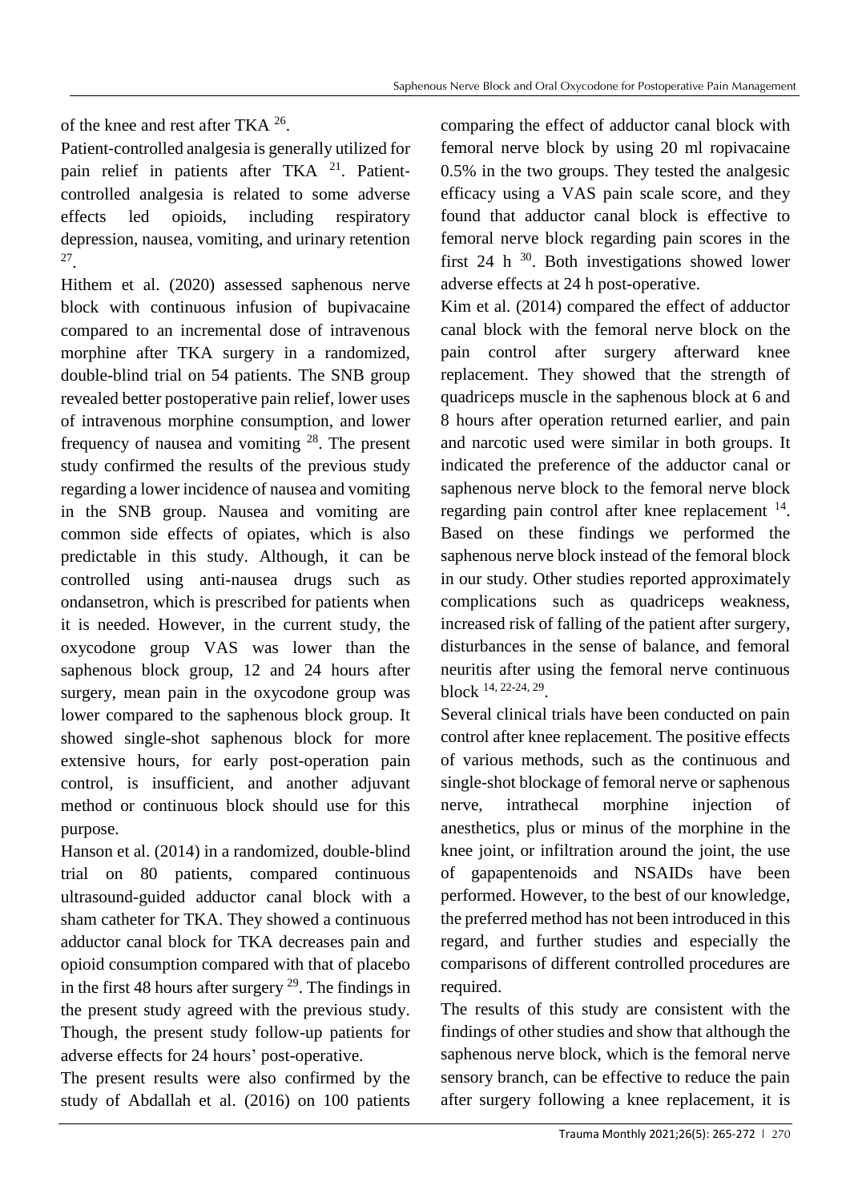of the knee and rest after TKA [26].

Patient-controlled analgesia is generally utilized for pain relief in patients after TKA [21]. Patient-controlled analgesia is related to some adverse effects led opioids, including respiratory depression, nausea, vomiting, and urinary retention [27].

Hithem et al. (2020) assessed saphenous nerve block with continuous infusion of bupivacaine compared to an incremental dose of intravenous morphine after TKA surgery in a randomized, double-blind trial on 54 patients. The SNB group revealed better postoperative pain relief, lower uses of intravenous morphine consumption, and lower frequency of nausea and vomiting [28]. The present study confirmed the results of the previous study regarding a lower incidence of nausea and vomiting in the SNB group. Nausea and vomiting are common side effects of opiates, which is also predictable in this study. Although, it can be controlled using anti-nausea drugs such as ondansetron, which is prescribed for patients when it is needed. However, in the current study, the oxycodone group VAS was lower than the saphenous block group, 12 and 24 hours after surgery, mean pain in the oxycodone group was lower compared to the saphenous block group. It showed single-shot saphenous block for more extensive hours, for early post-operation pain control, is insufficient, and another adjuvant method or continuous block should use for this purpose.

Hanson et al. (2014) in a randomized, double-blind trial on 80 patients, compared continuous ultrasound-guided adductor canal block with a sham catheter for TKA. They showed a continuous adductor canal block for TKA decreases pain and opioid consumption compared with that of placebo in the first 48 hours after surgery [29]. The findings in the present study agreed with the previous study. Though, the present study follow-up patients for adverse effects for 24 hours' post-operative.

The present results were also confirmed by the study of Abdallah et al. (2016) on 100 patients comparing the effect of adductor canal block with femoral nerve block by using 20 ml ropivacaine 0.5% in the two groups. They tested the analgesic efficacy using a VAS pain scale score, and they found that adductor canal block is effective to femoral nerve block regarding pain scores in the first 24 h [30]. Both investigations showed lower adverse effects at 24 h post-operative.

Kim et al. (2014) compared the effect of adductor canal block with the femoral nerve block on the pain control after surgery afterward knee replacement. They showed that the strength of quadriceps muscle in the saphenous block at 6 and 8 hours after operation returned earlier, and pain and narcotic used were similar in both groups. It indicated the preference of the adductor canal or saphenous nerve block to the femoral nerve block regarding pain control after knee replacement [14]. Based on these findings we performed the saphenous nerve block instead of the femoral block in our study. Other studies reported approximately complications such as quadriceps weakness, increased risk of falling of the patient after surgery, disturbances in the sense of balance, and femoral neuritis after using the femoral nerve continuous block [14, 22-24, 29].

Several clinical trials have been conducted on pain control after knee replacement. The positive effects of various methods, such as the continuous and single-shot blockage of femoral nerve or saphenous nerve, intrathecal morphine injection of anesthetics, plus or minus of the morphine in the knee joint, or infiltration around the joint, the use of gapapentenoids and NSAIDs have been performed. However, to the best of our knowledge, the preferred method has not been introduced in this regard, and further studies and especially the comparisons of different controlled procedures are required.

The results of this study are consistent with the findings of other studies and show that although the saphenous nerve block, which is the femoral nerve sensory branch, can be effective to reduce the pain after surgery following a knee replacement, it is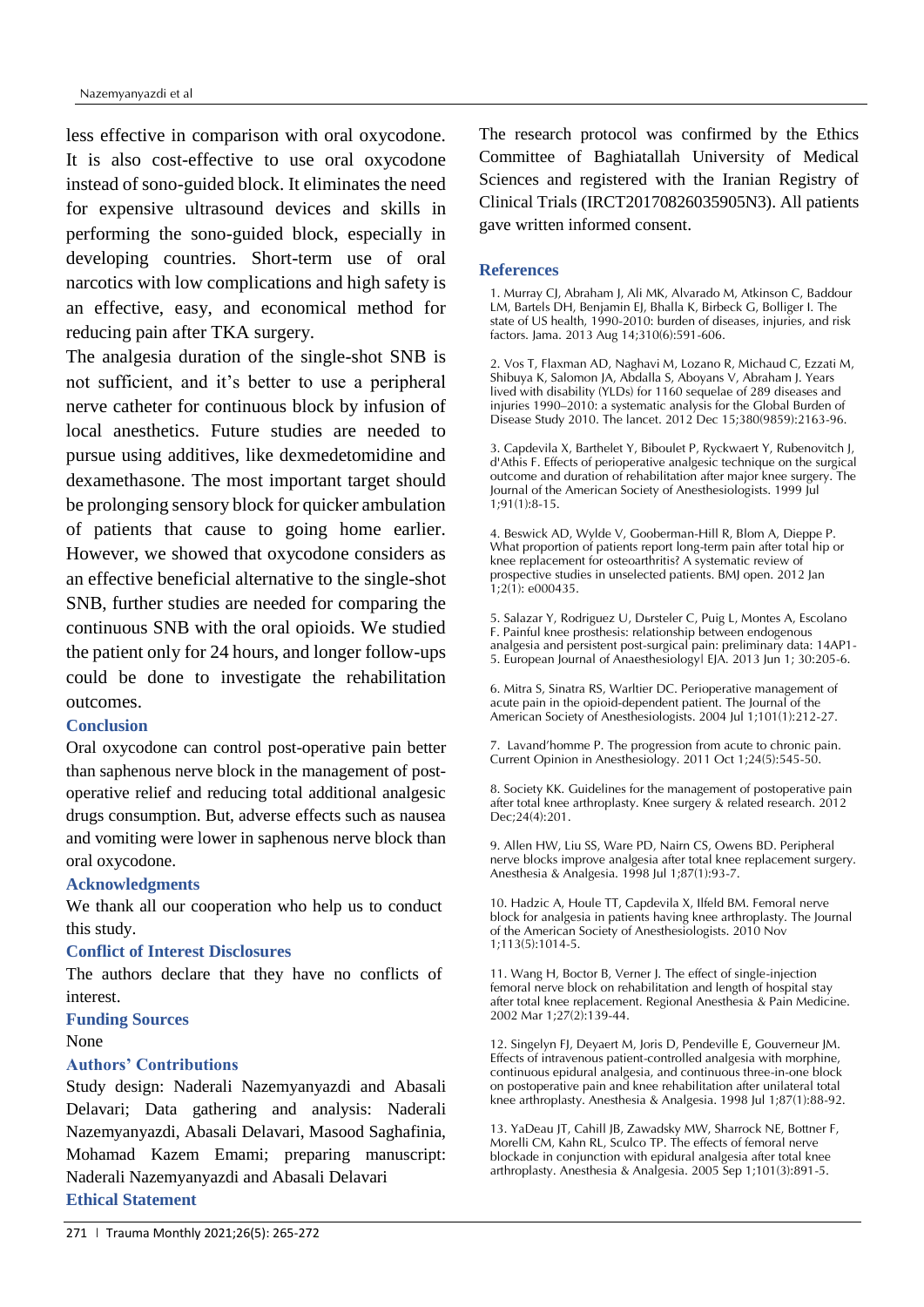less effective in comparison with oral oxycodone. It is also cost-effective to use oral oxycodone instead of sono-guided block. It eliminates the need for expensive ultrasound devices and skills in performing the sono-guided block, especially in developing countries. Short-term use of oral narcotics with low complications and high safety is an effective, easy, and economical method for reducing pain after TKA surgery.

The analgesia duration of the single-shot SNB is not sufficient, and it's better to use a peripheral nerve catheter for continuous block by infusion of local anesthetics. Future studies are needed to pursue using additives, like dexmedetomidine and dexamethasone. The most important target should be prolonging sensory block for quicker ambulation of patients that cause to going home earlier. However, we showed that oxycodone considers as an effective beneficial alternative to the single-shot SNB, further studies are needed for comparing the continuous SNB with the oral opioids. We studied the patient only for 24 hours, and longer follow-ups could be done to investigate the rehabilitation outcomes.

## Conclusion

Oral oxycodone can control post-operative pain better than saphenous nerve block in the management of post-operative relief and reducing total additional analgesic drugs consumption. But, adverse effects such as nausea and vomiting were lower in saphenous nerve block than oral oxycodone.

## Acknowledgments

We thank all our cooperation who help us to conduct this study.

## Conflict of Interest Disclosures

The authors declare that they have no conflicts of interest.

## Funding Sources

None

## Authors' Contributions

Study design: Naderali Nazemyanyazdi and Abasali Delavari; Data gathering and analysis: Naderali Nazemyanyazdi, Abasali Delavari, Masood Saghafinia, Mohamad Kazem Emami; preparing manuscript: Naderali Nazemyanyazdi and Abasali Delavari

## Ethical Statement

The research protocol was confirmed by the Ethics Committee of Baghiatallah University of Medical Sciences and registered with the Iranian Registry of Clinical Trials (IRCT20170826035905N3). All patients gave written informed consent.

## References

1. Murray CJ, Abraham J, Ali MK, Alvarado M, Atkinson C, Baddour LM, Bartels DH, Benjamin EJ, Bhalla K, Birbeck G, Bolliger I. The state of US health, 1990-2010: burden of diseases, injuries, and risk factors. Jama. 2013 Aug 14;310(6):591-606.

2. Vos T, Flaxman AD, Naghavi M, Lozano R, Michaud C, Ezzati M, Shibuya K, Salomon JA, Abdalla S, Aboyans V, Abraham J. Years lived with disability (YLDs) for 1160 sequelae of 289 diseases and injuries 1990–2010: a systematic analysis for the Global Burden of Disease Study 2010. The lancet. 2012 Dec 15;380(9859):2163-96.

3. Capdevila X, Barthelet Y, Biboulet P, Ryckwaert Y, Rubenovitch J, d'Athis F. Effects of perioperative analgesic technique on the surgical outcome and duration of rehabilitation after major knee surgery. The Journal of the American Society of Anesthesiologists. 1999 Jul 1;91(1):8-15.

4. Beswick AD, Wylde V, Gooberman-Hill R, Blom A, Dieppe P. What proportion of patients report long-term pain after total hip or knee replacement for osteoarthritis? A systematic review of prospective studies in unselected patients. BMJ open. 2012 Jan 1;2(1): e000435.

5. Salazar Y, Rodriguez U, Dыrsteler C, Puig L, Montes A, Escolano F. Painful knee prosthesis: relationship between endogenous analgesia and persistent post-surgical pain: preliminary data: 14AP1-5. European Journal of Anaesthesiology| EJA. 2013 Jun 1; 30:205-6.

6. Mitra S, Sinatra RS, Warltier DC. Perioperative management of acute pain in the opioid-dependent patient. The Journal of the American Society of Anesthesiologists. 2004 Jul 1;101(1):212-27.

7. Lavand'homme P. The progression from acute to chronic pain. Current Opinion in Anesthesiology. 2011 Oct 1;24(5):545-50.

8. Society KK. Guidelines for the management of postoperative pain after total knee arthroplasty. Knee surgery & related research. 2012 Dec;24(4):201.

9. Allen HW, Liu SS, Ware PD, Nairn CS, Owens BD. Peripheral nerve blocks improve analgesia after total knee replacement surgery. Anesthesia & Analgesia. 1998 Jul 1;87(1):93-7.

10. Hadzic A, Houle TT, Capdevila X, Ilfeld BM. Femoral nerve block for analgesia in patients having knee arthroplasty. The Journal of the American Society of Anesthesiologists. 2010 Nov 1;113(5):1014-5.

11. Wang H, Boctor B, Verner J. The effect of single-injection femoral nerve block on rehabilitation and length of hospital stay after total knee replacement. Regional Anesthesia & Pain Medicine. 2002 Mar 1;27(2):139-44.

12. Singelyn FJ, Deyaert M, Joris D, Pendeville E, Gouverneur JM. Effects of intravenous patient-controlled analgesia with morphine, continuous epidural analgesia, and continuous three-in-one block on postoperative pain and knee rehabilitation after unilateral total knee arthroplasty. Anesthesia & Analgesia. 1998 Jul 1;87(1):88-92.

13. YaDeau JT, Cahill JB, Zawadsky MW, Sharrock NE, Bottner F, Morelli CM, Kahn RL, Sculco TP. The effects of femoral nerve blockade in conjunction with epidural analgesia after total knee arthroplasty. Anesthesia & Analgesia. 2005 Sep 1;101(3):891-5.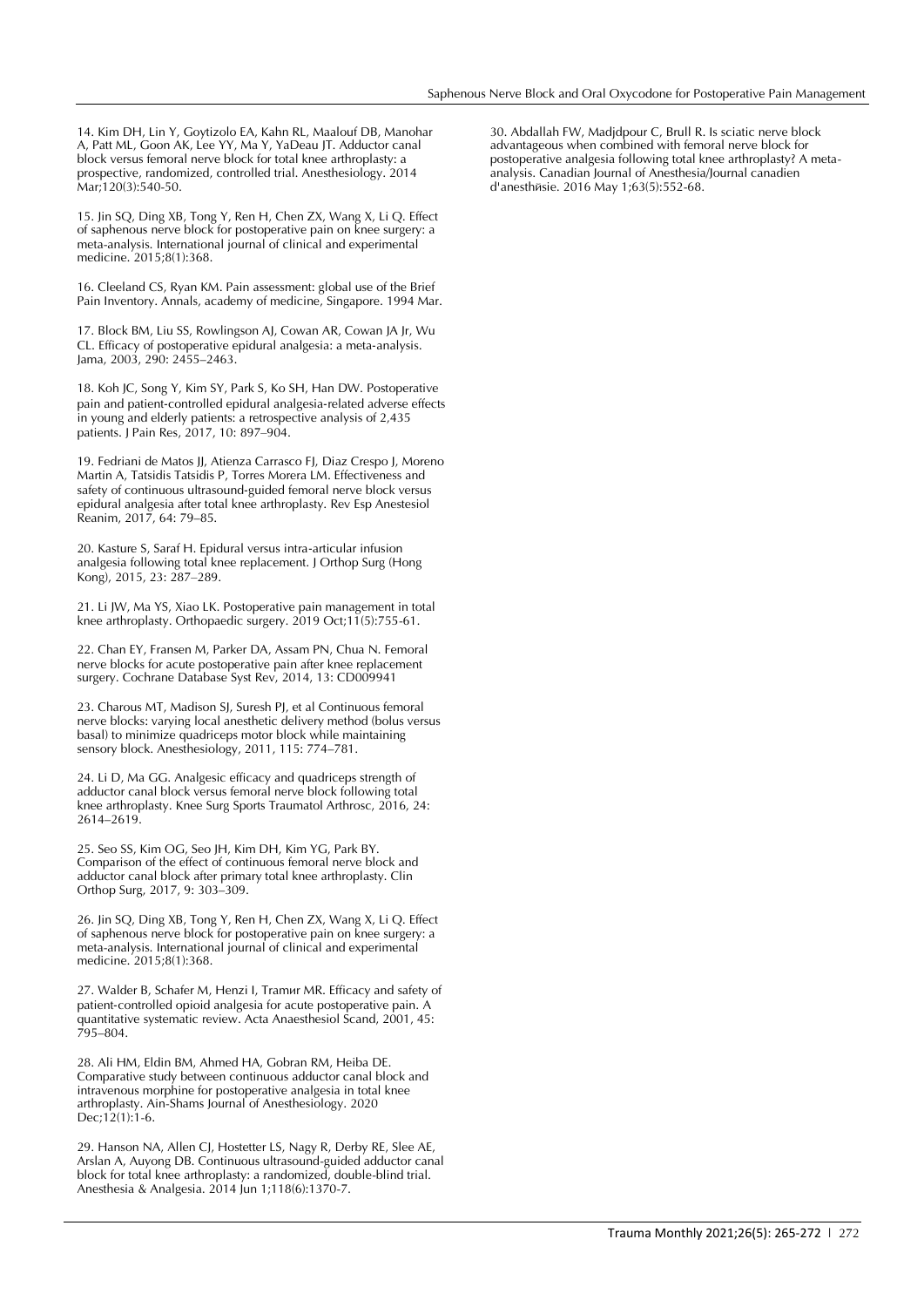14. Kim DH, Lin Y, Goytizolo EA, Kahn RL, Maalouf DB, Manohar A, Patt ML, Goon AK, Lee YY, Ma Y, YaDeau JT. Adductor canal block versus femoral nerve block for total knee arthroplasty: a prospective, randomized, controlled trial. Anesthesiology. 2014 Mar;120(3):540-50.

15. Jin SQ, Ding XB, Tong Y, Ren H, Chen ZX, Wang X, Li Q. Effect of saphenous nerve block for postoperative pain on knee surgery: a meta-analysis. International journal of clinical and experimental medicine. 2015;8(1):368.

16. Cleeland CS, Ryan KM. Pain assessment: global use of the Brief Pain Inventory. Annals, academy of medicine, Singapore. 1994 Mar.

17. Block BM, Liu SS, Rowlingson AJ, Cowan AR, Cowan JA Jr, Wu CL. Efficacy of postoperative epidural analgesia: a meta-analysis. Jama, 2003, 290: 2455–2463.

18. Koh JC, Song Y, Kim SY, Park S, Ko SH, Han DW. Postoperative pain and patient-controlled epidural analgesia-related adverse effects in young and elderly patients: a retrospective analysis of 2,435 patients. J Pain Res, 2017, 10: 897–904.

19. Fedriani de Matos JJ, Atienza Carrasco FJ, Diaz Crespo J, Moreno Martin A, Tatsidis Tatsidis P, Torres Morera LM. Effectiveness and safety of continuous ultrasound-guided femoral nerve block versus epidural analgesia after total knee arthroplasty. Rev Esp Anestesiol Reanim, 2017, 64: 79–85.

20. Kasture S, Saraf H. Epidural versus intra-articular infusion analgesia following total knee replacement. J Orthop Surg (Hong Kong), 2015, 23: 287–289.

21. Li JW, Ma YS, Xiao LK. Postoperative pain management in total knee arthroplasty. Orthopaedic surgery. 2019 Oct;11(5):755-61.

22. Chan EY, Fransen M, Parker DA, Assam PN, Chua N. Femoral nerve blocks for acute postoperative pain after knee replacement surgery. Cochrane Database Syst Rev, 2014, 13: CD009941

23. Charous MT, Madison SJ, Suresh PJ, et al Continuous femoral nerve blocks: varying local anesthetic delivery method (bolus versus basal) to minimize quadriceps motor block while maintaining sensory block. Anesthesiology, 2011, 115: 774–781.

24. Li D, Ma GG. Analgesic efficacy and quadriceps strength of adductor canal block versus femoral nerve block following total knee arthroplasty. Knee Surg Sports Traumatol Arthrosc, 2016, 24: 2614–2619.

25. Seo SS, Kim OG, Seo JH, Kim DH, Kim YG, Park BY. Comparison of the effect of continuous femoral nerve block and adductor canal block after primary total knee arthroplasty. Clin Orthop Surg, 2017, 9: 303–309.

26. Jin SQ, Ding XB, Tong Y, Ren H, Chen ZX, Wang X, Li Q. Effect of saphenous nerve block for postoperative pain on knee surgery: a meta-analysis. International journal of clinical and experimental medicine. 2015;8(1):368.

27. Walder B, Schafer M, Henzi I, Tramиr MR. Efficacy and safety of patient-controlled opioid analgesia for acute postoperative pain. A quantitative systematic review. Acta Anaesthesiol Scand, 2001, 45: 795–804.

28. Ali HM, Eldin BM, Ahmed HA, Gobran RM, Heiba DE. Comparative study between continuous adductor canal block and intravenous morphine for postoperative analgesia in total knee arthroplasty. Ain-Shams Journal of Anesthesiology. 2020 Dec;12(1):1-6.

29. Hanson NA, Allen CJ, Hostetter LS, Nagy R, Derby RE, Slee AE, Arslan A, Auyong DB. Continuous ultrasound-guided adductor canal block for total knee arthroplasty: a randomized, double-blind trial. Anesthesia & Analgesia. 2014 Jun 1;118(6):1370-7.

30. Abdallah FW, Madjdpour C, Brull R. Is sciatic nerve block advantageous when combined with femoral nerve block for postoperative analgesia following total knee arthroplasty? A meta-analysis. Canadian Journal of Anesthesia/Journal canadien d'anesthиsie. 2016 May 1;63(5):552-68.